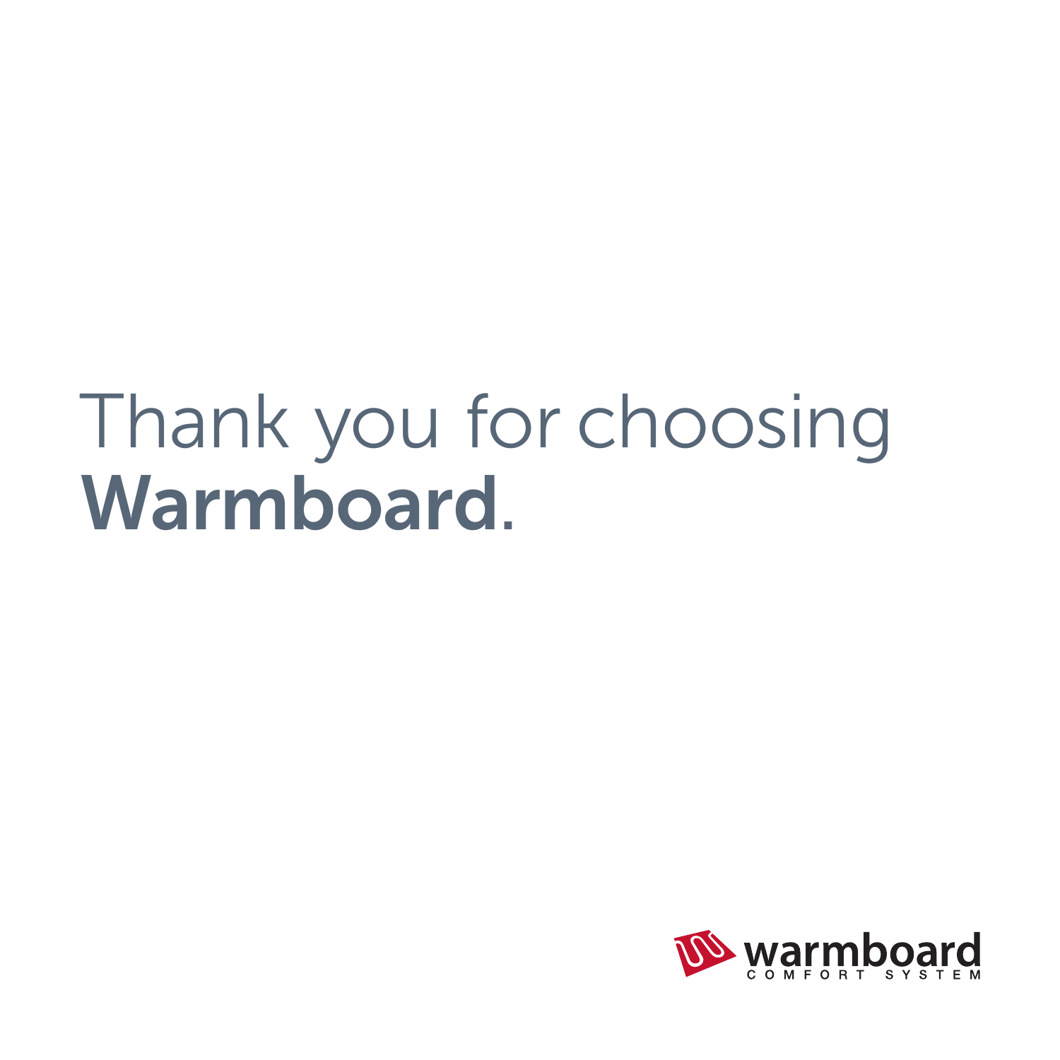# Thank you for choosing **Warmboard**.

warmboard
COMFORT SYSTEM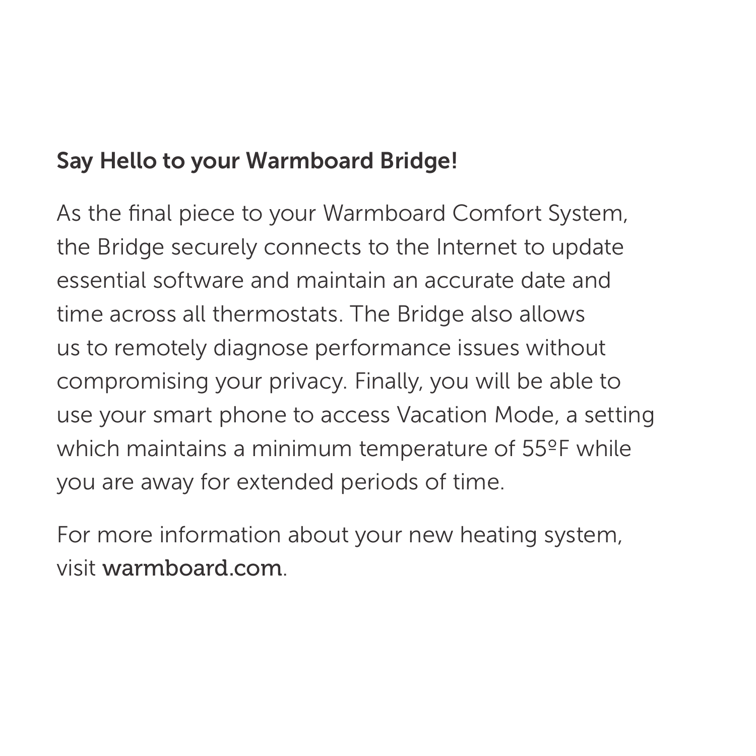## Say Hello to your Warmboard Bridge!

As the final piece to your Warmboard Comfort System, the Bridge securely connects to the Internet to update essential software and maintain an accurate date and time across all thermostats. The Bridge also allows us to remotely diagnose performance issues without compromising your privacy. Finally, you will be able to use your smart phone to access Vacation Mode, a setting which maintains a minimum temperature of 55ºF while you are away for extended periods of time.

For more information about your new heating system, visit **warmboard.com**.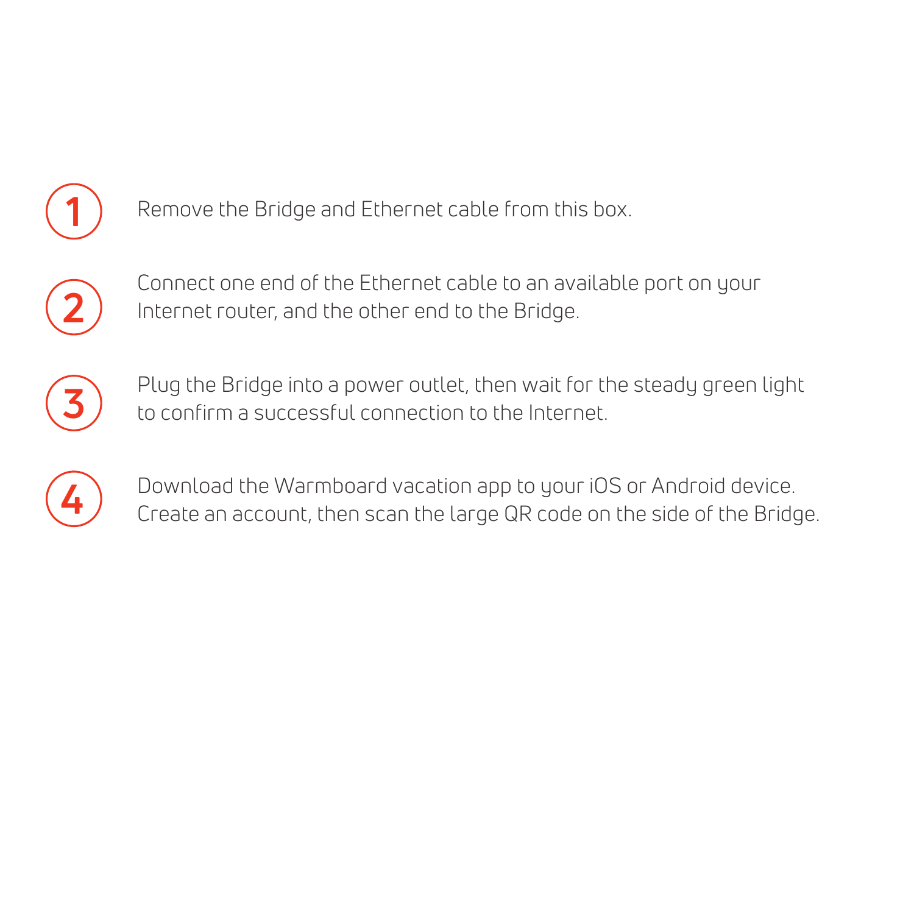1. Remove the Bridge and Ethernet cable from this box.

2. Connect one end of the Ethernet cable to an available port on your Internet router, and the other end to the Bridge.

3. Plug the Bridge into a power outlet, then wait for the steady green light to confirm a successful connection to the Internet.

4. Download the Warmboard vacation app to your iOS or Android device. Create an account, then scan the large QR code on the side of the Bridge.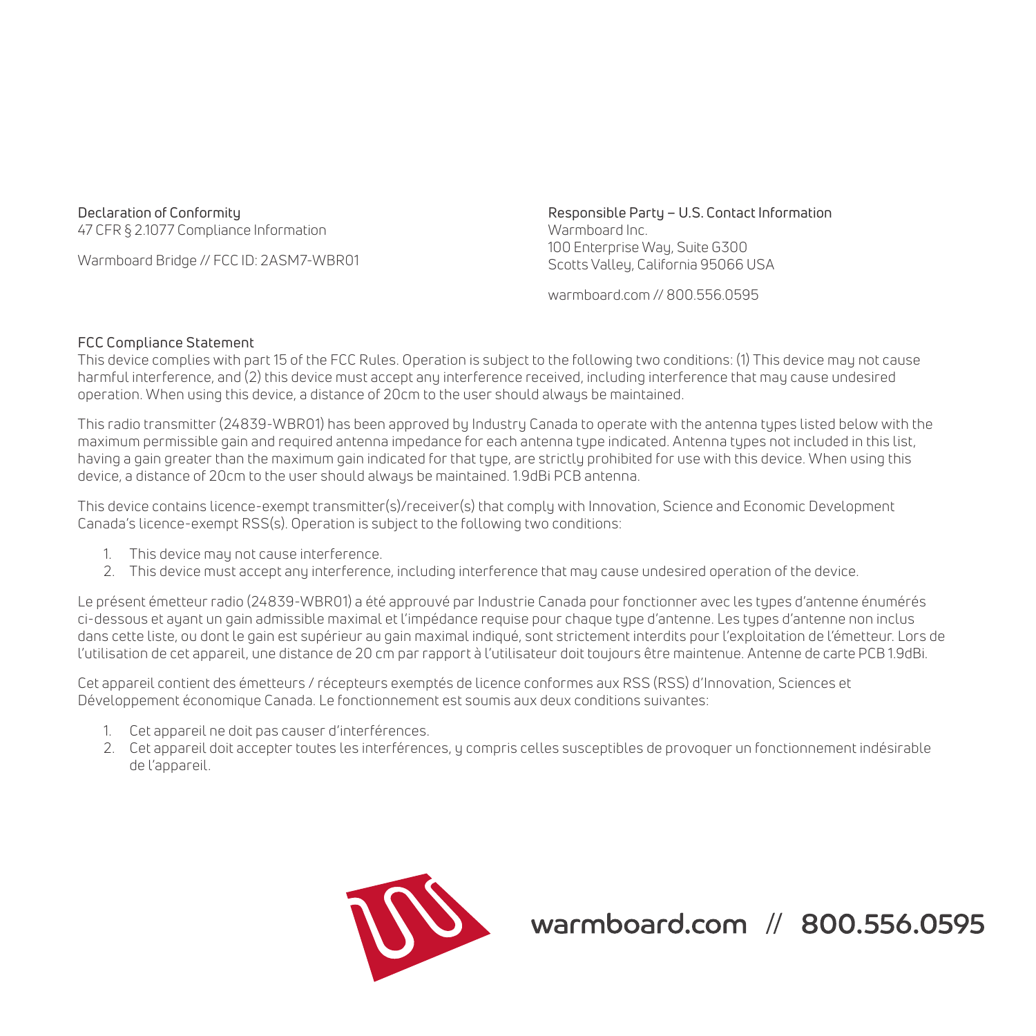**Declaration of Conformity**
47 CFR § 2.1077 Compliance Information

Warmboard Bridge // FCC ID: 2ASM7-WBR01

**Responsible Party – U.S. Contact Information**
Warmboard Inc.
100 Enterprise Way, Suite G300
Scotts Valley, California 95066 USA

warmboard.com // 800.556.0595

**FCC Compliance Statement**
This device complies with part 15 of the FCC Rules. Operation is subject to the following two conditions: (1) This device may not cause harmful interference, and (2) this device must accept any interference received, including interference that may cause undesired operation. When using this device, a distance of 20cm to the user should always be maintained.

This radio transmitter (24839-WBR01) has been approved by Industry Canada to operate with the antenna types listed below with the maximum permissible gain and required antenna impedance for each antenna type indicated. Antenna types not included in this list, having a gain greater than the maximum gain indicated for that type, are strictly prohibited for use with this device. When using this device, a distance of 20cm to the user should always be maintained. 1.9dBi PCB antenna.

This device contains licence-exempt transmitter(s)/receiver(s) that comply with Innovation, Science and Economic Development Canada's licence-exempt RSS(s). Operation is subject to the following two conditions:

1. This device may not cause interference.
2. This device must accept any interference, including interference that may cause undesired operation of the device.

Le présent émetteur radio (24839-WBR01) a été approuvé par Industrie Canada pour fonctionner avec les types d'antenne énumérés ci-dessous et ayant un gain admissible maximal et l'impédance requise pour chaque type d'antenne. Les types d'antenne non inclus dans cette liste, ou dont le gain est supérieur au gain maximal indiqué, sont strictement interdits pour l'exploitation de l'émetteur. Lors de l'utilisation de cet appareil, une distance de 20 cm par rapport à l'utilisateur doit toujours être maintenue. Antenne de carte PCB 1.9dBi.

Cet appareil contient des émetteurs / récepteurs exemptés de licence conformes aux RSS (RSS) d'Innovation, Sciences et Développement économique Canada. Le fonctionnement est soumis aux deux conditions suivantes:

1. Cet appareil ne doit pas causer d'interférences.
2. Cet appareil doit accepter toutes les interférences, y compris celles susceptibles de provoquer un fonctionnement indésirable de l'appareil.

**warmboard.com // 800.556.0595**